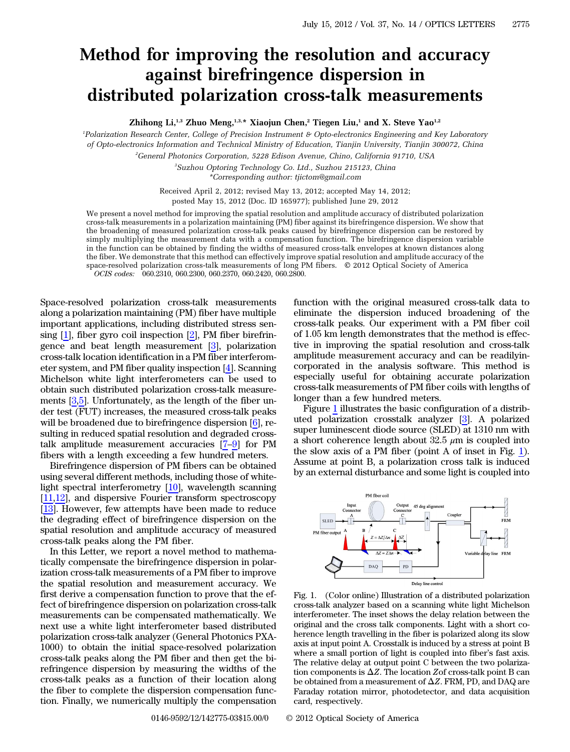# Method for improving the resolution and accuracy against birefringence dispersion in distributed polarization cross-talk measurements

**Zhihong Li,[1,3] Zhuo Meng,[1,3,*] Xiaojun Chen,[2] Tiegen Liu,[1] and X. Steve Yao[1,2]**

[1]*Polarization Research Center, College of Precision Instrument & Opto-electronics Engineering and Key Laboratory of Opto-electronics Information and Technical Ministry of Education, Tianjin University, Tianjin 300072, China*

[2]*General Photonics Corporation, 5228 Edison Avenue, Chino, California 91710, USA*

[3]*Suzhou Optoring Technology Co. Ltd., Suzhou 215123, China*

*\*Corresponding author: tjictom@gmail.com*

Received April 2, 2012; revised May 13, 2012; accepted May 14, 2012; posted May 15, 2012 (Doc. ID 165977); published June 29, 2012

We present a novel method for improving the spatial resolution and amplitude accuracy of distributed polarization cross-talk measurements in a polarization maintaining (PM) fiber against its birefringence dispersion. We show that the broadening of measured polarization cross-talk peaks caused by birefringence dispersion can be restored by simply multiplying the measurement data with a compensation function. The birefringence dispersion variable in the function can be obtained by finding the widths of measured cross-talk envelopes at known distances along the fiber. We demonstrate that this method can effectively improve spatial resolution and amplitude accuracy of the space-resolved polarization cross-talk measurements of long PM fibers. © 2012 Optical Society of America

*OCIS codes:* 060.2310, 060.2300, 060.2370, 060.2420, 060.2800.

Space-resolved polarization cross-talk measurements along a polarization maintaining (PM) fiber have multiple important applications, including distributed stress sensing [1], fiber gyro coil inspection [2], PM fiber birefringence and beat length measurement [3], polarization cross-talk location identification in a PM fiber interferometer system, and PM fiber quality inspection [4]. Scanning Michelson white light interferometers can be used to obtain such distributed polarization cross-talk measurements [3,5]. Unfortunately, as the length of the fiber under test (FUT) increases, the measured cross-talk peaks will be broadened due to birefringence dispersion [6], resulting in reduced spatial resolution and degraded cross-talk amplitude measurement accuracies [7–9] for PM fibers with a length exceeding a few hundred meters.

Birefringence dispersion of PM fibers can be obtained using several different methods, including those of white-light spectral interferometry [10], wavelength scanning [11,12], and dispersive Fourier transform spectroscopy [13]. However, few attempts have been made to reduce the degrading effect of birefringence dispersion on the spatial resolution and amplitude accuracy of measured cross-talk peaks along the PM fiber.

In this Letter, we report a novel method to mathematically compensate the birefringence dispersion in polarization cross-talk measurements of a PM fiber to improve the spatial resolution and measurement accuracy. We first derive a compensation function to prove that the effect of birefringence dispersion on polarization cross-talk measurements can be compensated mathematically. We next use a white light interferometer based distributed polarization cross-talk analyzer (General Photonics PXA-1000) to obtain the initial space-resolved polarization cross-talk peaks along the PM fiber and then get the birefringence dispersion by measuring the widths of the cross-talk peaks as a function of their location along the fiber to complete the dispersion compensation function. Finally, we numerically multiply the compensation function with the original measured cross-talk data to eliminate the dispersion induced broadening of the cross-talk peaks. Our experiment with a PM fiber coil of 1.05 km length demonstrates that the method is effective in improving the spatial resolution and cross-talk amplitude measurement accuracy and can be readilyincorporated in the analysis software. This method is especially useful for obtaining accurate polarization cross-talk measurements of PM fiber coils with lengths of longer than a few hundred meters.

Figure 1 illustrates the basic configuration of a distributed polarization crosstalk analyzer [3]. A polarized super luminescent diode source (SLED) at 1310 nm with a short coherence length about 32.5 $\mu$m is coupled into the slow axis of a PM fiber (point A of inset in Fig. 1). Assume at point B, a polarization cross talk is induced by an external disturbance and some light is coupled into

Fig. 1. (Color online) Illustration of a distributed polarization cross-talk analyzer based on a scanning white light Michelson interferometer. The inset shows the delay relation between the original and the cross talk components. Light with a short coherence length travelling in the fiber is polarized along its slow axis at input point A. Crosstalk is induced by a stress at point B where a small portion of light is coupled into fiber's fast axis. The relative delay at output point C between the two polarization components is $\Delta Z$. The location $Z$ of cross-talk point B can be obtained from a measurement of $\Delta Z$. FRM, PD, and DAQ are Faraday rotation mirror, photodetector, and data acquisition card, respectively.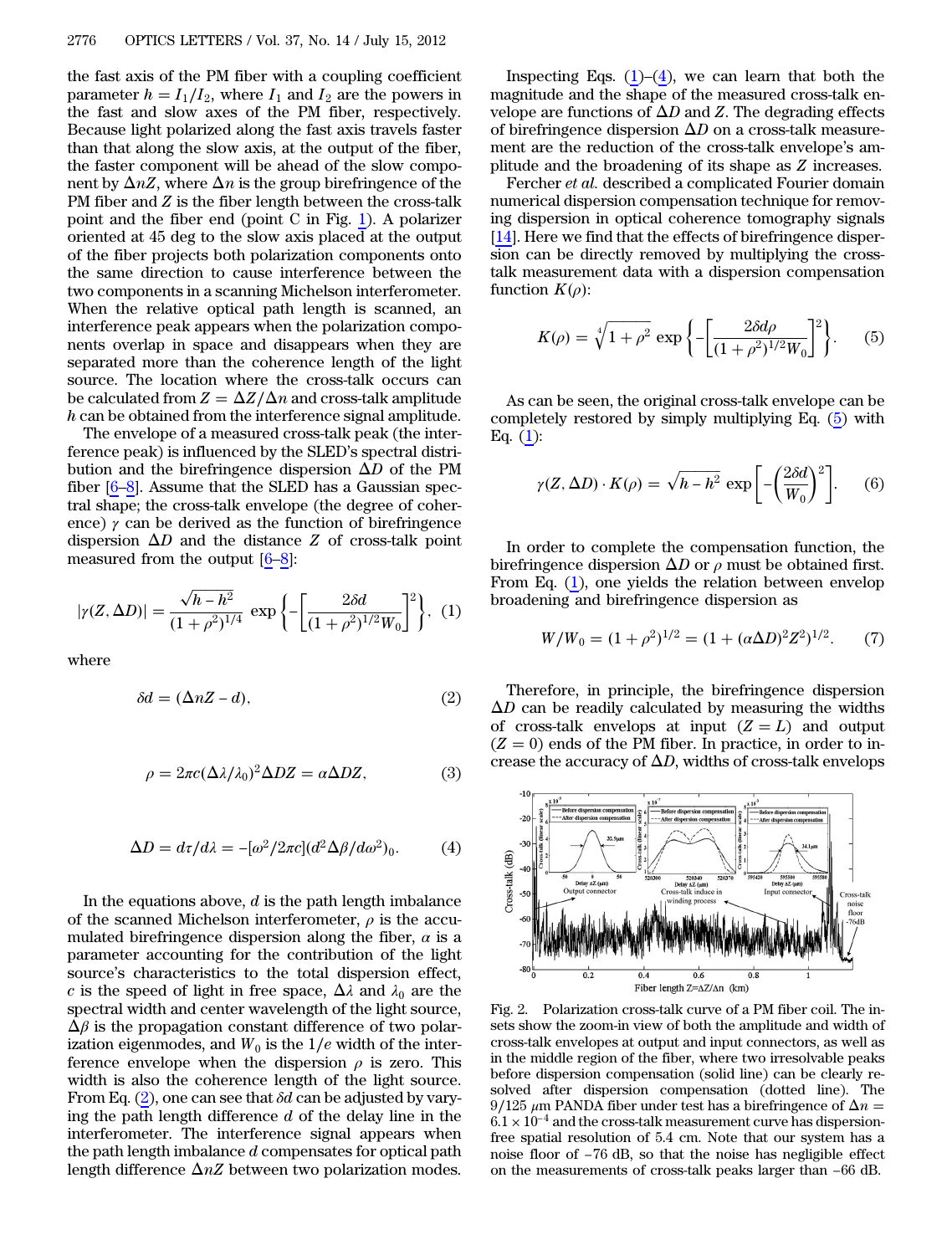the fast axis of the PM fiber with a coupling coefficient parameter $h = I_1/I_2$, where $I_1$ and $I_2$ are the powers in the fast and slow axes of the PM fiber, respectively. Because light polarized along the fast axis travels faster than that along the slow axis, at the output of the fiber, the faster component will be ahead of the slow component by $\Delta n Z$, where $\Delta n$ is the group birefringence of the PM fiber and $Z$ is the fiber length between the cross-talk point and the fiber end (point C in Fig. 1). A polarizer oriented at 45 deg to the slow axis placed at the output of the fiber projects both polarization components onto the same direction to cause interference between the two components in a scanning Michelson interferometer. When the relative optical path length is scanned, an interference peak appears when the polarization components overlap in space and disappears when they are separated more than the coherence length of the light source. The location where the cross-talk occurs can be calculated from $Z = \Delta Z/\Delta n$ and cross-talk amplitude $h$ can be obtained from the interference signal amplitude.

The envelope of a measured cross-talk peak (the interference peak) is influenced by the SLED's spectral distribution and the birefringence dispersion $\Delta D$ of the PM fiber [6–8]. Assume that the SLED has a Gaussian spectral shape; the cross-talk envelope (the degree of coherence) $\gamma$ can be derived as the function of birefringence dispersion $\Delta D$ and the distance $Z$ of cross-talk point measured from the output [6–8]:

$$|\gamma(Z, \Delta D)| = \frac{\sqrt{h - h^2}}{(1 + \rho^2)^{1/4}} \exp\left\{-\left[\frac{2\delta d}{(1 + \rho^2)^{1/2} W_0}\right]^2\right\}, \quad (1)$$

where

$$\delta d = (\Delta n Z - d), \quad (2)$$

$$\rho = 2\pi c (\Delta\lambda/\lambda_0)^2 \Delta D Z = \alpha \Delta D Z, \quad (3)$$

$$\Delta D = d\tau/d\lambda = -[\omega^2/2\pi c](d^2\Delta\beta/d\omega^2)_0. \quad (4)$$

In the equations above, $d$ is the path length imbalance of the scanned Michelson interferometer, $\rho$ is the accumulated birefringence dispersion along the fiber, $\alpha$ is a parameter accounting for the contribution of the light source's characteristics to the total dispersion effect, $c$ is the speed of light in free space, $\Delta\lambda$ and $\lambda_0$ are the spectral width and center wavelength of the light source, $\Delta\beta$ is the propagation constant difference of two polarization eigenmodes, and $W_0$ is the $1/e$ width of the interference envelope when the dispersion $\rho$ is zero. This width is also the coherence length of the light source. From Eq. (2), one can see that $\delta d$ can be adjusted by varying the path length difference $d$ of the delay line in the interferometer. The interference signal appears when the path length imbalance $d$ compensates for optical path length difference $\Delta n Z$ between two polarization modes.

Inspecting Eqs. (1)–(4), we can learn that both the magnitude and the shape of the measured cross-talk envelope are functions of $\Delta D$ and $Z$. The degrading effects of birefringence dispersion $\Delta D$ on a cross-talk measurement are the reduction of the cross-talk envelope's amplitude and the broadening of its shape as $Z$ increases.

Fercher *et al.* described a complicated Fourier domain numerical dispersion compensation technique for removing dispersion in optical coherence tomography signals [14]. Here we find that the effects of birefringence dispersion can be directly removed by multiplying the cross-talk measurement data with a dispersion compensation function $K(\rho)$:

$$K(\rho) = \sqrt[4]{1 + \rho^2} \exp\left\{-\left[\frac{2\delta d \rho}{(1 + \rho^2)^{1/2} W_0}\right]^2\right\}. \quad (5)$$

As can be seen, the original cross-talk envelope can be completely restored by simply multiplying Eq. (5) with Eq. (1):

$$\gamma(Z, \Delta D) \cdot K(\rho) = \sqrt{h - h^2} \exp\left[-\left(\frac{2\delta d}{W_0}\right)^2\right]. \quad (6)$$

In order to complete the compensation function, the birefringence dispersion $\Delta D$ or $\rho$ must be obtained first. From Eq. (1), one yields the relation between envelop broadening and birefringence dispersion as

$$W/W_0 = (1 + \rho^2)^{1/2} = (1 + (\alpha \Delta D)^2 Z^2)^{1/2}. \quad (7)$$

Therefore, in principle, the birefringence dispersion $\Delta D$ can be readily calculated by measuring the widths of cross-talk envelops at input ($Z = L$) and output ($Z = 0$) ends of the PM fiber. In practice, in order to increase the accuracy of $\Delta D$, widths of cross-talk envelops

Fig. 2. Polarization cross-talk curve of a PM fiber coil. The insets show the zoom-in view of both the amplitude and width of cross-talk envelopes at output and input connectors, as well as in the middle region of the fiber, where two irresolvable peaks before dispersion compensation (solid line) can be clearly resolved after dispersion compensation (dotted line). The 9/125 μm PANDA fiber under test has a birefringence of $\Delta n = 6.1 \times 10^{-4}$ and the cross-talk measurement curve has dispersion-free spatial resolution of 5.4 cm. Note that our system has a noise floor of −76 dB, so that the noise has negligible effect on the measurements of cross-talk peaks larger than −66 dB.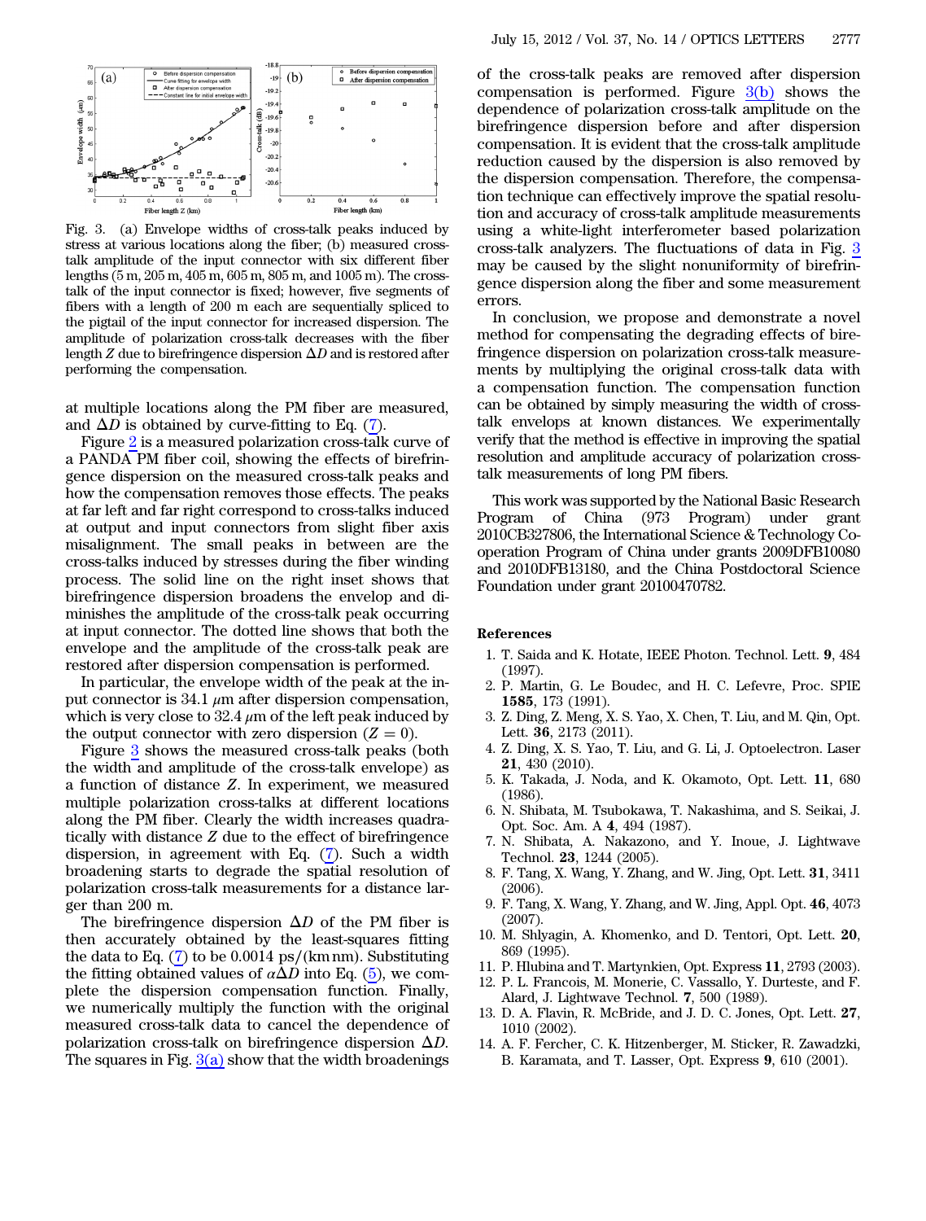(a)

Before dispersion compensation
Curve fitting for envelope width
After dispersion compensation
Constant line for initial envelope width

Envelope width (μm)

Fiber length Z (km)

(b)

Before dispersion compensation
After dispersion compensation

Cross-talk (dB)

Fiber length (km)

Fig. 3. (a) Envelope widths of cross-talk peaks induced by stress at various locations along the fiber; (b) measured cross-talk amplitude of the input connector with six different fiber lengths (5 m, 205 m, 405 m, 605 m, 805 m, and 1005 m). The cross-talk of the input connector is fixed; however, five segments of fibers with a length of 200 m each are sequentially spliced to the pigtail of the input connector for increased dispersion. The amplitude of polarization cross-talk decreases with the fiber length $Z$ due to birefringence dispersion $\Delta D$ and is restored after performing the compensation.

at multiple locations along the PM fiber are measured, and $\Delta D$ is obtained by curve-fitting to Eq. (7).

Figure 2 is a measured polarization cross-talk curve of a PANDA PM fiber coil, showing the effects of birefringence dispersion on the measured cross-talk peaks and how the compensation removes those effects. The peaks at far left and far right correspond to cross-talks induced at output and input connectors from slight fiber axis misalignment. The small peaks in between are the cross-talks induced by stresses during the fiber winding process. The solid line on the right inset shows that birefringence dispersion broadens the envelop and diminishes the amplitude of the cross-talk peak occurring at input connector. The dotted line shows that both the envelope and the amplitude of the cross-talk peak are restored after dispersion compensation is performed.

In particular, the envelope width of the peak at the input connector is 34.1 $\mu$m after dispersion compensation, which is very close to 32.4 $\mu$m of the left peak induced by the output connector with zero dispersion ($Z = 0$).

Figure 3 shows the measured cross-talk peaks (both the width and amplitude of the cross-talk envelope) as a function of distance $Z$. In experiment, we measured multiple polarization cross-talks at different locations along the PM fiber. Clearly the width increases quadratically with distance $Z$ due to the effect of birefringence dispersion, in agreement with Eq. (7). Such a width broadening starts to degrade the spatial resolution of polarization cross-talk measurements for a distance larger than 200 m.

The birefringence dispersion $\Delta D$ of the PM fiber is then accurately obtained by the least-squares fitting the data to Eq. (7) to be 0.0014 ps/(km nm). Substituting the fitting obtained values of $\alpha\Delta D$ into Eq. (5), we complete the dispersion compensation function. Finally, we numerically multiply the function with the original measured cross-talk data to cancel the dependence of polarization cross-talk on birefringence dispersion $\Delta D$. The squares in Fig. 3(a) show that the width broadenings of the cross-talk peaks are removed after dispersion compensation is performed. Figure 3(b) shows the dependence of polarization cross-talk amplitude on the birefringence dispersion before and after dispersion compensation. It is evident that the cross-talk amplitude reduction caused by the dispersion is also removed by the dispersion compensation. Therefore, the compensation technique can effectively improve the spatial resolution and accuracy of cross-talk amplitude measurements using a white-light interferometer based polarization cross-talk analyzers. The fluctuations of data in Fig. 3 may be caused by the slight nonuniformity of birefringence dispersion along the fiber and some measurement errors.

In conclusion, we propose and demonstrate a novel method for compensating the degrading effects of birefringence dispersion on polarization cross-talk measurements by multiplying the original cross-talk data with a compensation function. The compensation function can be obtained by simply measuring the width of cross-talk envelops at known distances. We experimentally verify that the method is effective in improving the spatial resolution and amplitude accuracy of polarization cross-talk measurements of long PM fibers.

This work was supported by the National Basic Research Program of China (973 Program) under grant 2010CB327806, the International Science & Technology Cooperation Program of China under grants 2009DFB10080 and 2010DFB13180, and the China Postdoctoral Science Foundation under grant 20100470782.

## References

1. T. Saida and K. Hotate, IEEE Photon. Technol. Lett. **9**, 484 (1997).
2. P. Martin, G. Le Boudec, and H. C. Lefevre, Proc. SPIE **1585**, 173 (1991).
3. Z. Ding, Z. Meng, X. S. Yao, X. Chen, T. Liu, and M. Qin, Opt. Lett. **36**, 2173 (2011).
4. Z. Ding, X. S. Yao, T. Liu, and G. Li, J. Optoelectron. Laser **21**, 430 (2010).
5. K. Takada, J. Noda, and K. Okamoto, Opt. Lett. **11**, 680 (1986).
6. N. Shibata, M. Tsubokawa, T. Nakashima, and S. Seikai, J. Opt. Soc. Am. A **4**, 494 (1987).
7. N. Shibata, A. Nakazono, and Y. Inoue, J. Lightwave Technol. **23**, 1244 (2005).
8. F. Tang, X. Wang, Y. Zhang, and W. Jing, Opt. Lett. **31**, 3411 (2006).
9. F. Tang, X. Wang, Y. Zhang, and W. Jing, Appl. Opt. **46**, 4073 (2007).
10. M. Shlyagin, A. Khomenko, and D. Tentori, Opt. Lett. **20**, 869 (1995).
11. P. Hlubina and T. Martynkien, Opt. Express **11**, 2793 (2003).
12. P. L. Francois, M. Monerie, C. Vassallo, Y. Durteste, and F. Alard, J. Lightwave Technol. **7**, 500 (1989).
13. D. A. Flavin, R. McBride, and J. D. C. Jones, Opt. Lett. **27**, 1010 (2002).
14. A. F. Fercher, C. K. Hitzenberger, M. Sticker, R. Zawadzki, B. Karamata, and T. Lasser, Opt. Express **9**, 610 (2001).